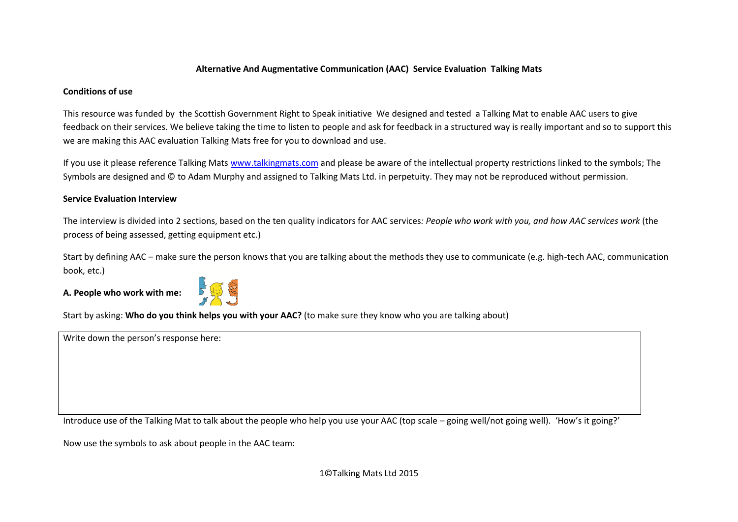# Alternative And Augmentative Communication (AAC) Service Evaluation Talking Mats

**Conditions of use**

This resource was funded by the Scottish Government Right to Speak initiative We designed and tested a Talking Mat to enable AAC users to give feedback on their services. We believe taking the time to listen to people and ask for feedback in a structured way is really important and so to support this we are making this AAC evaluation Talking Mats free for you to download and use.

If you use it please reference Talking Mats www.talkingmats.com and please be aware of the intellectual property restrictions linked to the symbols; The Symbols are designed and © to Adam Murphy and assigned to Talking Mats Ltd. in perpetuity. They may not be reproduced without permission.

**Service Evaluation Interview**

The interview is divided into 2 sections, based on the ten quality indicators for AAC services*: People who work with you, and how AAC services work* (the process of being assessed, getting equipment etc.)

Start by defining AAC – make sure the person knows that you are talking about the methods they use to communicate (e.g. high-tech AAC, communication book, etc.)

**A. People who work with me:**

Start by asking: **Who do you think helps you with your AAC?** (to make sure they know who you are talking about)

| Write down the person's response here: |
| --- |
| |

Introduce use of the Talking Mat to talk about the people who help you use your AAC (top scale – going well/not going well). 'How's it going?'

Now use the symbols to ask about people in the AAC team: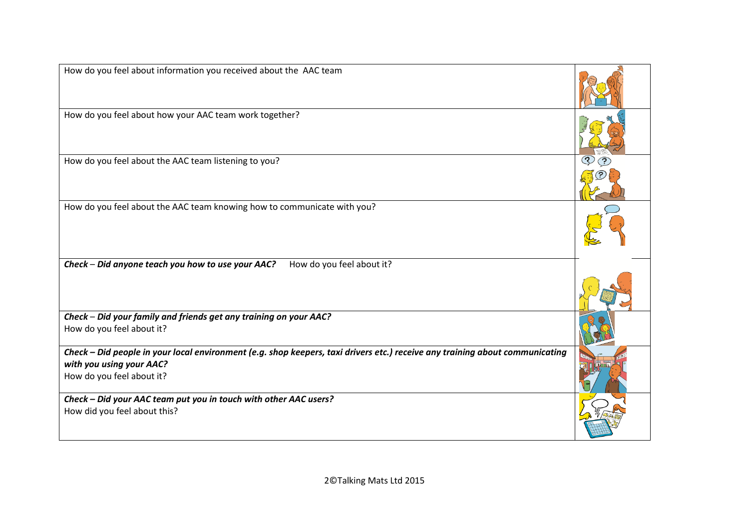| | |
|---|---|
| How do you feel about information you received about the AAC team | |
| How do you feel about how your AAC team work together? | |
| How do you feel about the AAC team listening to you? | |
| How do you feel about the AAC team knowing how to communicate with you? | |
| ***Check** – **Did anyone teach you how to use your AAC?*** How do you feel about it? | |
| ***Check** – **Did your family and friends get any training on your AAC?***<br>How do you feel about it? | |
| ***Check – Did people in your local environment (e.g. shop keepers, taxi drivers etc.) receive any training about communicating with you using your AAC?***<br>How do you feel about it? | |
| ***Check – Did your AAC team put you in touch with other AAC users?***<br>How did you feel about this? | |

©Talking Mats Ltd 2015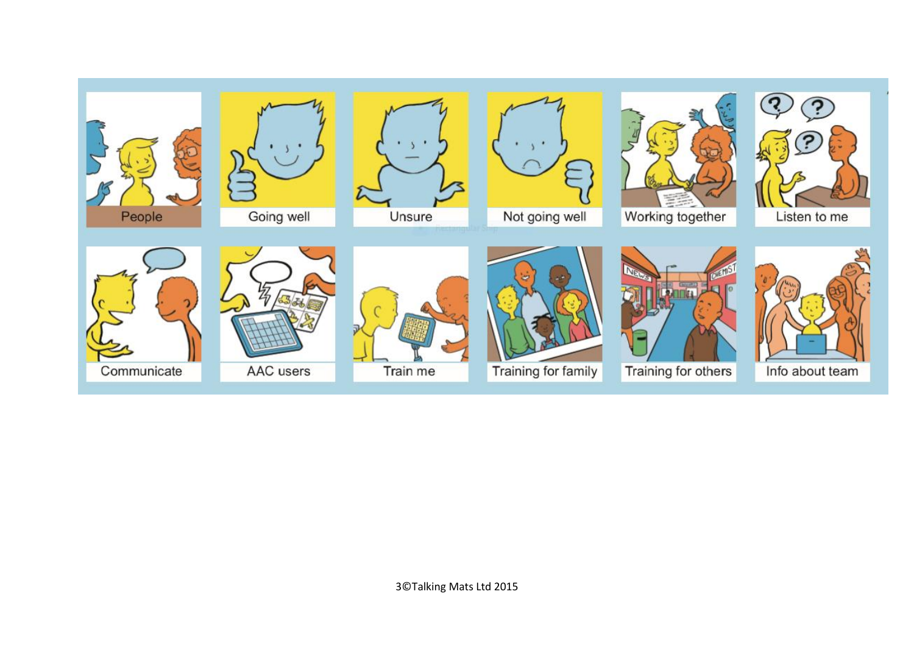| People | Going well | Unsure | Not going well | Working together | Listen to me |
| --- | --- | --- | --- | --- | --- |
| Communicate | AAC users | Train me | Training for family | Training for others | Info about team |

©Talking Mats Ltd 2015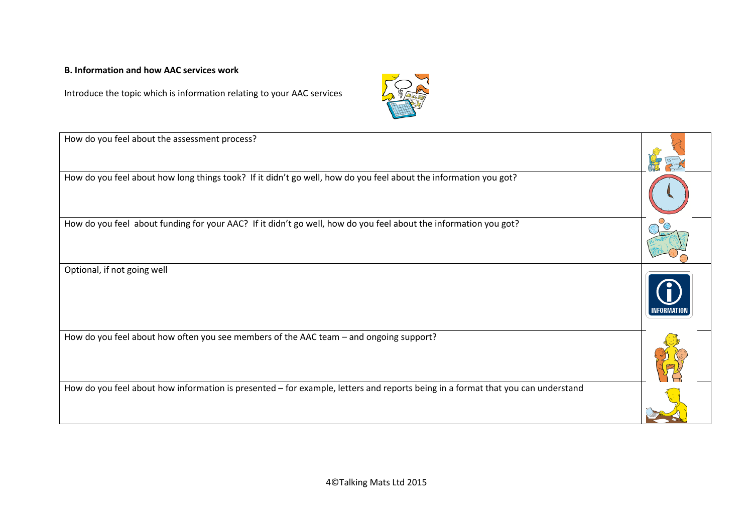**B. Information and how AAC services work**

Introduce the topic which is information relating to your AAC services

| | |
|---|---|
| How do you feel about the assessment process? | |
| How do you feel about how long things took? If it didn't go well, how do you feel about the information you got? | |
| How do you feel about funding for your AAC? If it didn't go well, how do you feel about the information you got? | |
| Optional, if not going well | INFORMATION |
| How do you feel about how often you see members of the AAC team – and ongoing support? | |
| How do you feel about how information is presented – for example, letters and reports being in a format that you can understand | |

©Talking Mats Ltd 2015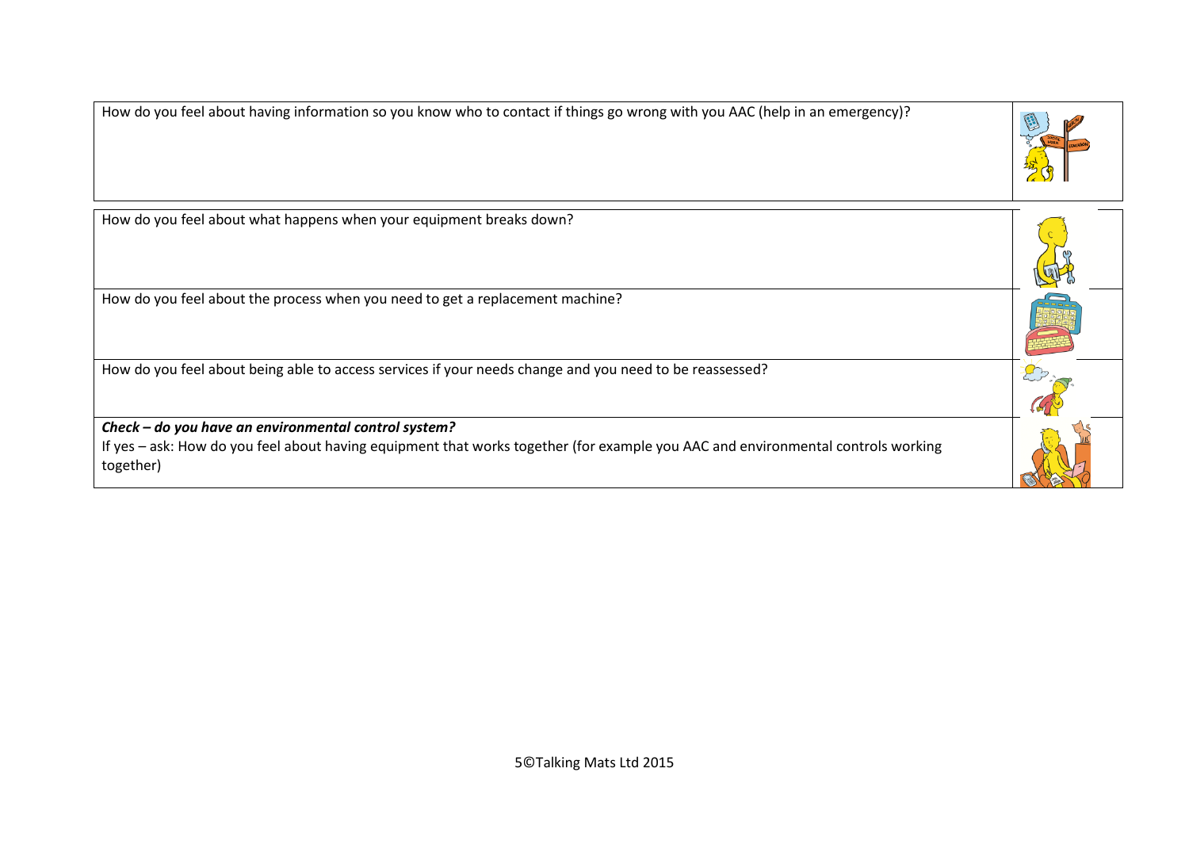| How do you feel about having information so you know who to contact if things go wrong with you AAC (help in an emergency)? | |
|---|---|

| How do you feel about what happens when your equipment breaks down? | |
|---|---|
| How do you feel about the process when you need to get a replacement machine? | |
| How do you feel about being able to access services if your needs change and you need to be reassessed? | |
| ***Check – do you have an environmental control system?*** If yes – ask: How do you feel about having equipment that works together (for example you AAC and environmental controls working together) | |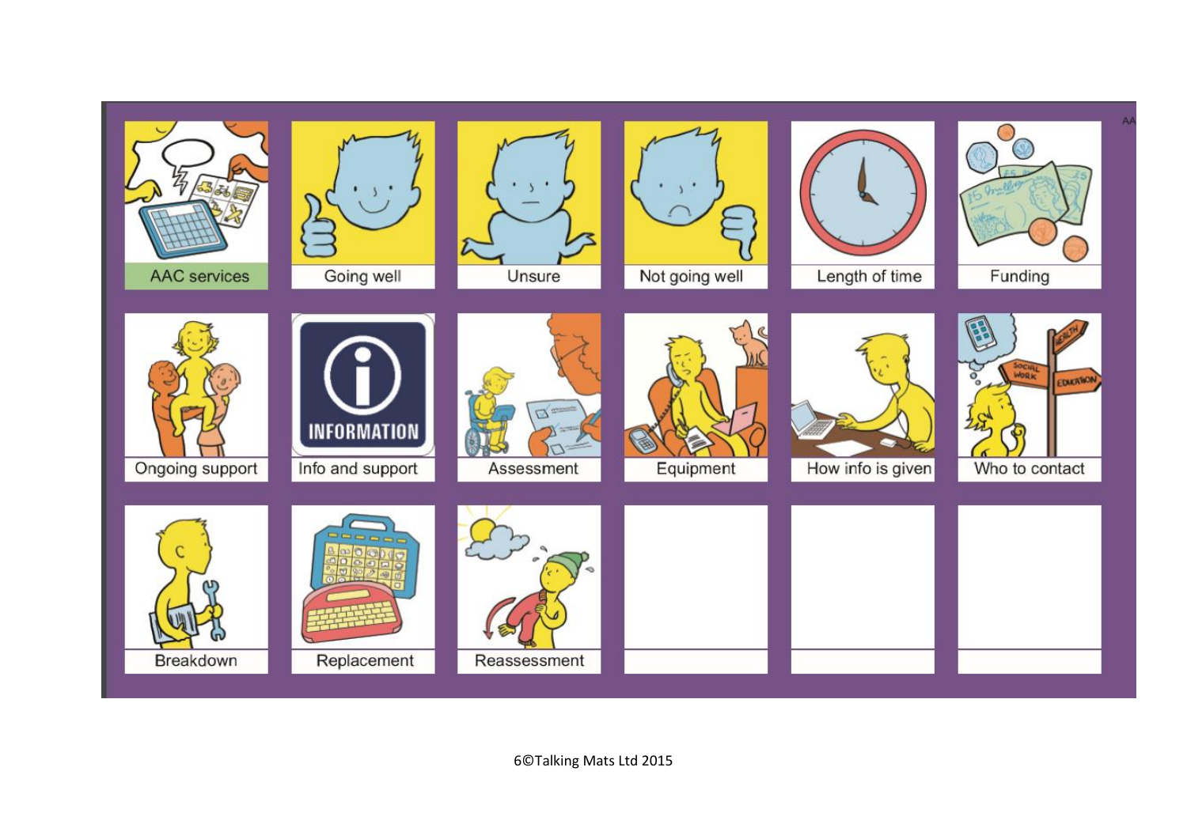| | | | | | |
|---|---|---|---|---|---|
| AAC services | Going well | Unsure | Not going well | Length of time | Funding |
| Ongoing support | Info and support | Assessment | Equipment | How info is given | Who to contact |
| Breakdown | Replacement | Reassessment | | | |

©Talking Mats Ltd 2015